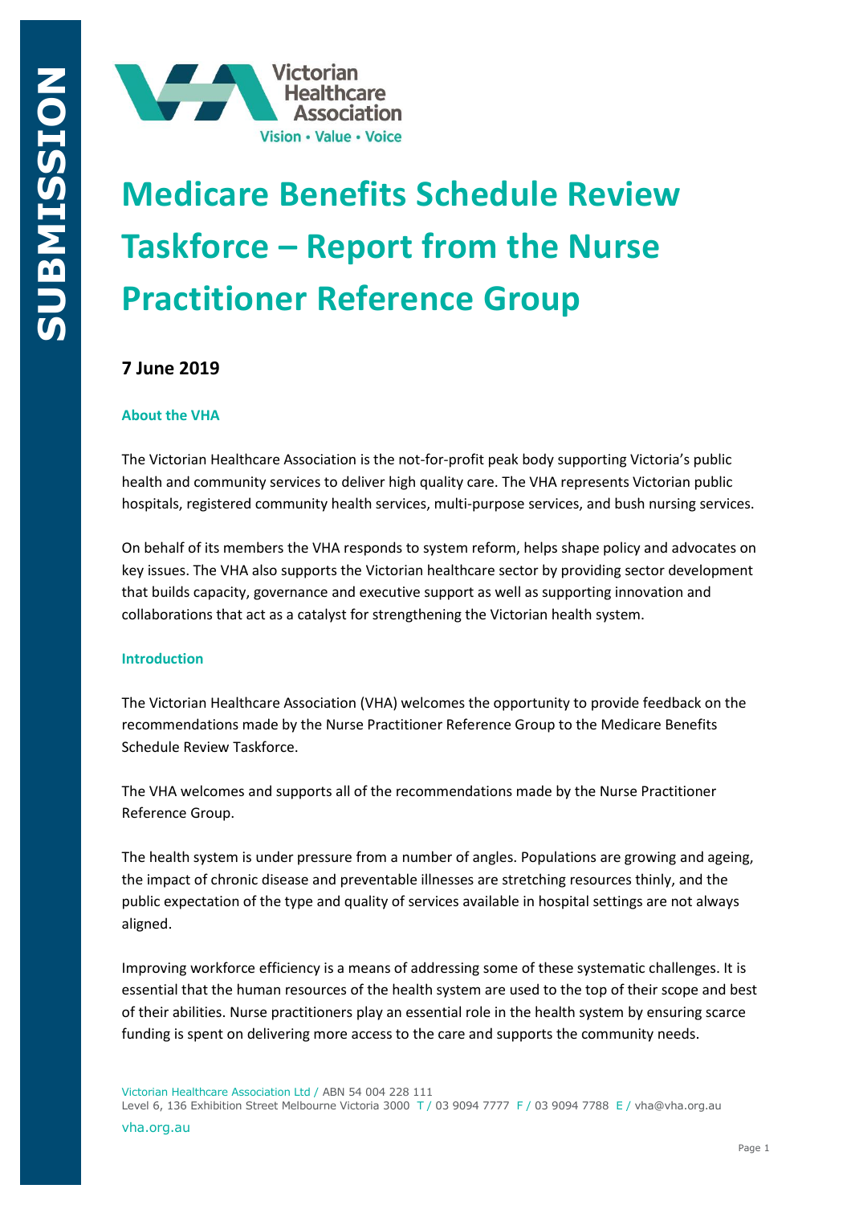# Medicare Benefits Schedule Review Taskforce – Report from the Nurse Practitioner Reference Group

**7 June 2019**

### About the VHA

The Victorian Healthcare Association is the not-for-profit peak body supporting Victoria's public health and community services to deliver high quality care. The VHA represents Victorian public hospitals, registered community health services, multi-purpose services, and bush nursing services.

On behalf of its members the VHA responds to system reform, helps shape policy and advocates on key issues. The VHA also supports the Victorian healthcare sector by providing sector development that builds capacity, governance and executive support as well as supporting innovation and collaborations that act as a catalyst for strengthening the Victorian health system.

### Introduction

The Victorian Healthcare Association (VHA) welcomes the opportunity to provide feedback on the recommendations made by the Nurse Practitioner Reference Group to the Medicare Benefits Schedule Review Taskforce.

The VHA welcomes and supports all of the recommendations made by the Nurse Practitioner Reference Group.

The health system is under pressure from a number of angles. Populations are growing and ageing, the impact of chronic disease and preventable illnesses are stretching resources thinly, and the public expectation of the type and quality of services available in hospital settings are not always aligned.

Improving workforce efficiency is a means of addressing some of these systematic challenges. It is essential that the human resources of the health system are used to the top of their scope and best of their abilities. Nurse practitioners play an essential role in the health system by ensuring scarce funding is spent on delivering more access to the care and supports the community needs.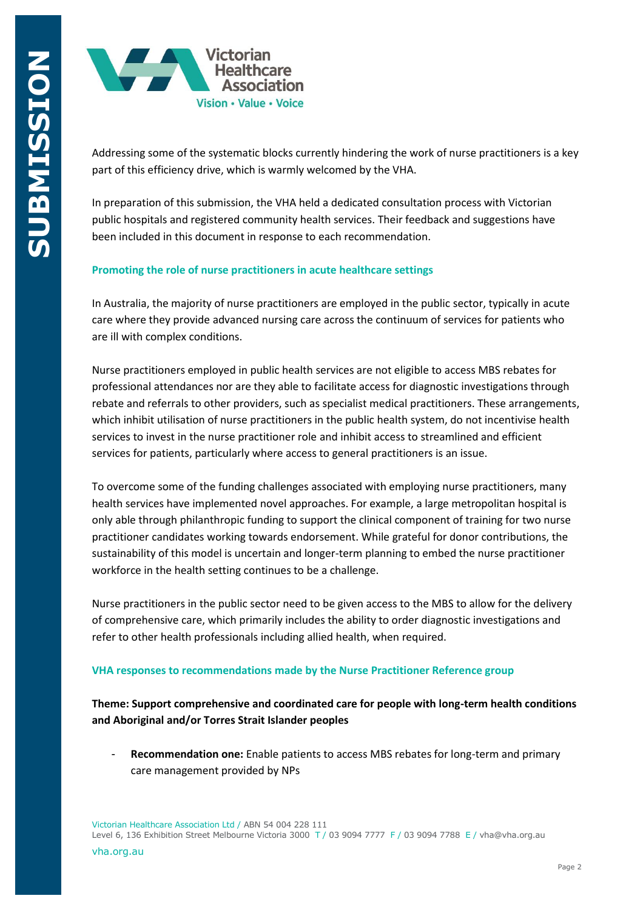Addressing some of the systematic blocks currently hindering the work of nurse practitioners is a key part of this efficiency drive, which is warmly welcomed by the VHA.

In preparation of this submission, the VHA held a dedicated consultation process with Victorian public hospitals and registered community health services. Their feedback and suggestions have been included in this document in response to each recommendation.

## Promoting the role of nurse practitioners in acute healthcare settings

In Australia, the majority of nurse practitioners are employed in the public sector, typically in acute care where they provide advanced nursing care across the continuum of services for patients who are ill with complex conditions.

Nurse practitioners employed in public health services are not eligible to access MBS rebates for professional attendances nor are they able to facilitate access for diagnostic investigations through rebate and referrals to other providers, such as specialist medical practitioners. These arrangements, which inhibit utilisation of nurse practitioners in the public health system, do not incentivise health services to invest in the nurse practitioner role and inhibit access to streamlined and efficient services for patients, particularly where access to general practitioners is an issue.

To overcome some of the funding challenges associated with employing nurse practitioners, many health services have implemented novel approaches. For example, a large metropolitan hospital is only able through philanthropic funding to support the clinical component of training for two nurse practitioner candidates working towards endorsement. While grateful for donor contributions, the sustainability of this model is uncertain and longer-term planning to embed the nurse practitioner workforce in the health setting continues to be a challenge.

Nurse practitioners in the public sector need to be given access to the MBS to allow for the delivery of comprehensive care, which primarily includes the ability to order diagnostic investigations and refer to other health professionals including allied health, when required.

## VHA responses to recommendations made by the Nurse Practitioner Reference group

### Theme: Support comprehensive and coordinated care for people with long-term health conditions and Aboriginal and/or Torres Strait Islander peoples

- **Recommendation one:** Enable patients to access MBS rebates for long-term and primary care management provided by NPs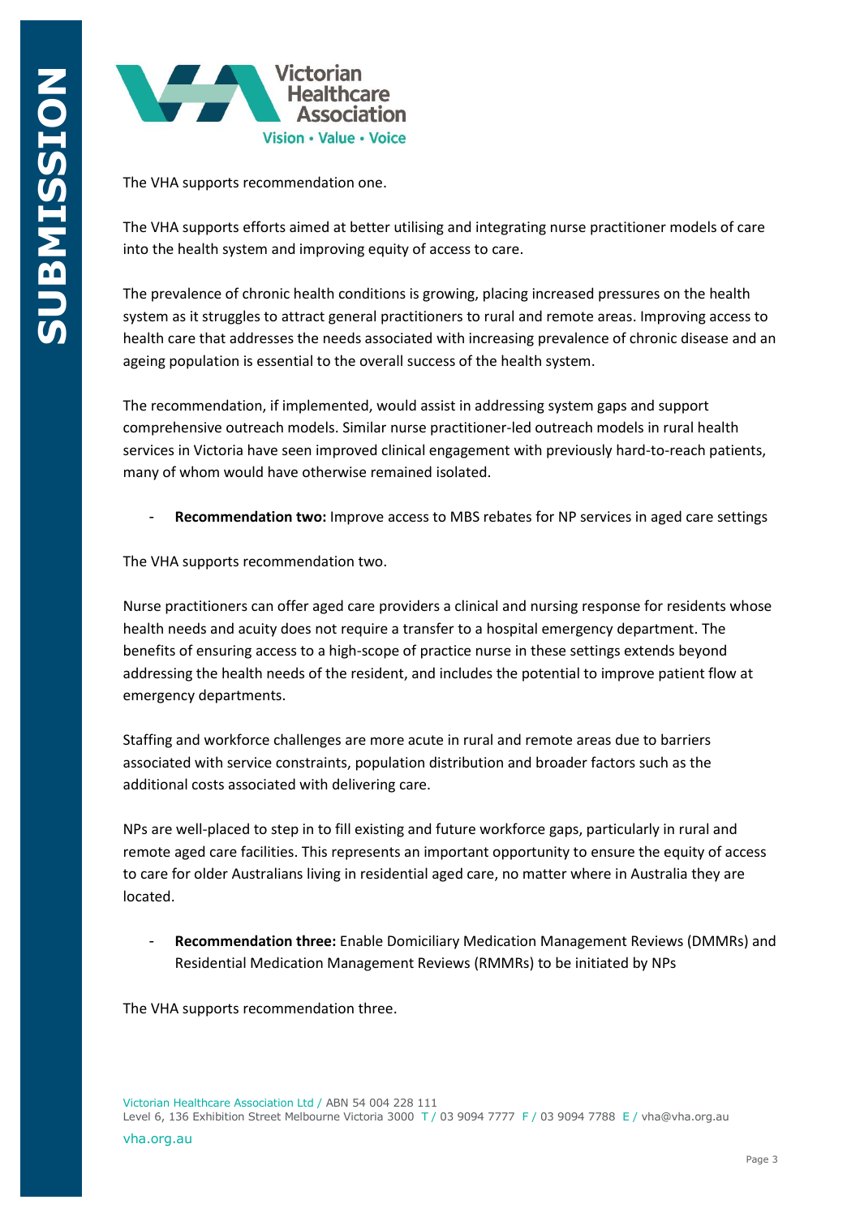The VHA supports recommendation one.

The VHA supports efforts aimed at better utilising and integrating nurse practitioner models of care into the health system and improving equity of access to care.

The prevalence of chronic health conditions is growing, placing increased pressures on the health system as it struggles to attract general practitioners to rural and remote areas. Improving access to health care that addresses the needs associated with increasing prevalence of chronic disease and an ageing population is essential to the overall success of the health system.

The recommendation, if implemented, would assist in addressing system gaps and support comprehensive outreach models. Similar nurse practitioner-led outreach models in rural health services in Victoria have seen improved clinical engagement with previously hard-to-reach patients, many of whom would have otherwise remained isolated.

- **Recommendation two:** Improve access to MBS rebates for NP services in aged care settings

The VHA supports recommendation two.

Nurse practitioners can offer aged care providers a clinical and nursing response for residents whose health needs and acuity does not require a transfer to a hospital emergency department. The benefits of ensuring access to a high-scope of practice nurse in these settings extends beyond addressing the health needs of the resident, and includes the potential to improve patient flow at emergency departments.

Staffing and workforce challenges are more acute in rural and remote areas due to barriers associated with service constraints, population distribution and broader factors such as the additional costs associated with delivering care.

NPs are well-placed to step in to fill existing and future workforce gaps, particularly in rural and remote aged care facilities. This represents an important opportunity to ensure the equity of access to care for older Australians living in residential aged care, no matter where in Australia they are located.

- **Recommendation three:** Enable Domiciliary Medication Management Reviews (DMMRs) and Residential Medication Management Reviews (RMMRs) to be initiated by NPs

The VHA supports recommendation three.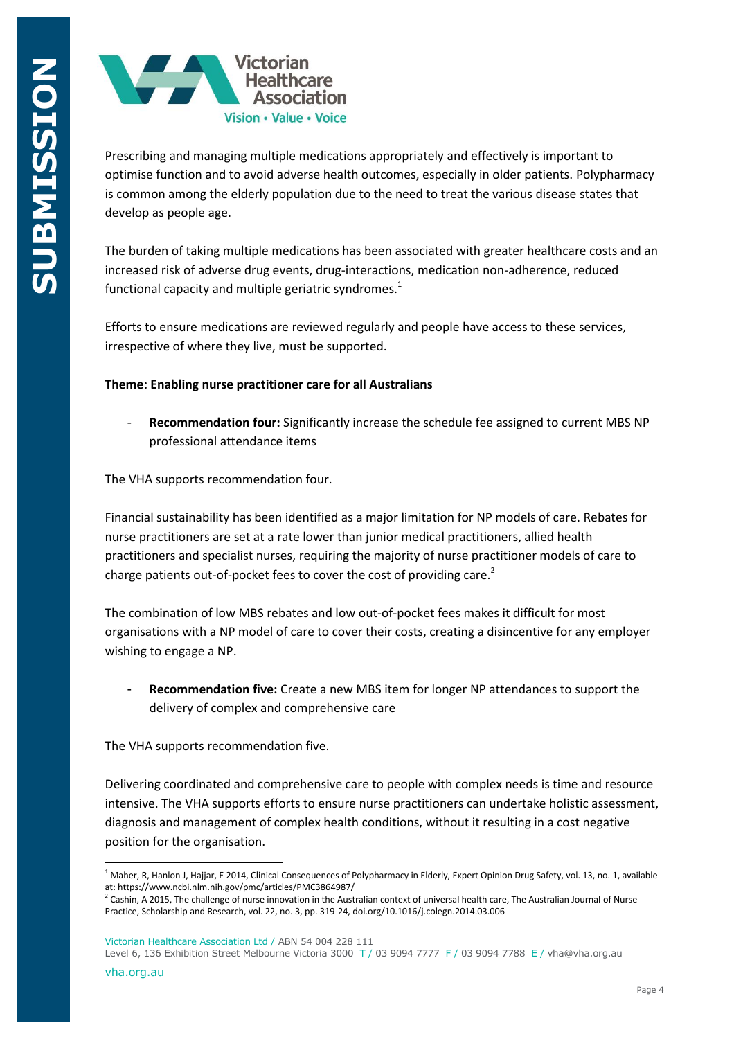Prescribing and managing multiple medications appropriately and effectively is important to optimise function and to avoid adverse health outcomes, especially in older patients. Polypharmacy is common among the elderly population due to the need to treat the various disease states that develop as people age.

The burden of taking multiple medications has been associated with greater healthcare costs and an increased risk of adverse drug events, drug-interactions, medication non-adherence, reduced functional capacity and multiple geriatric syndromes.[1]

Efforts to ensure medications are reviewed regularly and people have access to these services, irrespective of where they live, must be supported.

**Theme: Enabling nurse practitioner care for all Australians**

- **Recommendation four:** Significantly increase the schedule fee assigned to current MBS NP professional attendance items

The VHA supports recommendation four.

Financial sustainability has been identified as a major limitation for NP models of care. Rebates for nurse practitioners are set at a rate lower than junior medical practitioners, allied health practitioners and specialist nurses, requiring the majority of nurse practitioner models of care to charge patients out-of-pocket fees to cover the cost of providing care.[2]

The combination of low MBS rebates and low out-of-pocket fees makes it difficult for most organisations with a NP model of care to cover their costs, creating a disincentive for any employer wishing to engage a NP.

- **Recommendation five:** Create a new MBS item for longer NP attendances to support the delivery of complex and comprehensive care

The VHA supports recommendation five.

Delivering coordinated and comprehensive care to people with complex needs is time and resource intensive. The VHA supports efforts to ensure nurse practitioners can undertake holistic assessment, diagnosis and management of complex health conditions, without it resulting in a cost negative position for the organisation.

---

[1] Maher, R, Hanlon J, Hajjar, E 2014, Clinical Consequences of Polypharmacy in Elderly, Expert Opinion Drug Safety, vol. 13, no. 1, available at: https://www.ncbi.nlm.nih.gov/pmc/articles/PMC3864987/

[2] Cashin, A 2015, The challenge of nurse innovation in the Australian context of universal health care, The Australian Journal of Nurse Practice, Scholarship and Research, vol. 22, no. 3, pp. 319-24, doi.org/10.1016/j.colegn.2014.03.006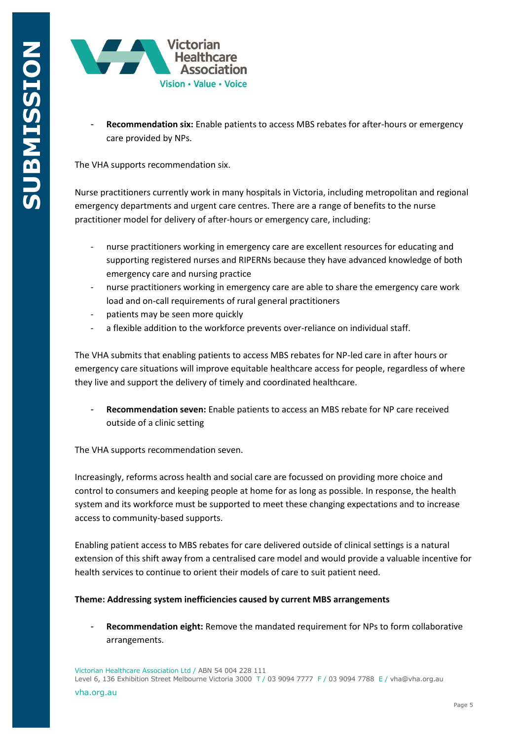- **Recommendation six:** Enable patients to access MBS rebates for after-hours or emergency care provided by NPs.

The VHA supports recommendation six.

Nurse practitioners currently work in many hospitals in Victoria, including metropolitan and regional emergency departments and urgent care centres. There are a range of benefits to the nurse practitioner model for delivery of after-hours or emergency care, including:

- nurse practitioners working in emergency care are excellent resources for educating and supporting registered nurses and RIPERNs because they have advanced knowledge of both emergency care and nursing practice
- nurse practitioners working in emergency care are able to share the emergency care work load and on-call requirements of rural general practitioners
- patients may be seen more quickly
- a flexible addition to the workforce prevents over-reliance on individual staff.

The VHA submits that enabling patients to access MBS rebates for NP-led care in after hours or emergency care situations will improve equitable healthcare access for people, regardless of where they live and support the delivery of timely and coordinated healthcare.

- **Recommendation seven:** Enable patients to access an MBS rebate for NP care received outside of a clinic setting

The VHA supports recommendation seven.

Increasingly, reforms across health and social care are focussed on providing more choice and control to consumers and keeping people at home for as long as possible. In response, the health system and its workforce must be supported to meet these changing expectations and to increase access to community-based supports.

Enabling patient access to MBS rebates for care delivered outside of clinical settings is a natural extension of this shift away from a centralised care model and would provide a valuable incentive for health services to continue to orient their models of care to suit patient need.

**Theme: Addressing system inefficiencies caused by current MBS arrangements**

- **Recommendation eight:** Remove the mandated requirement for NPs to form collaborative arrangements.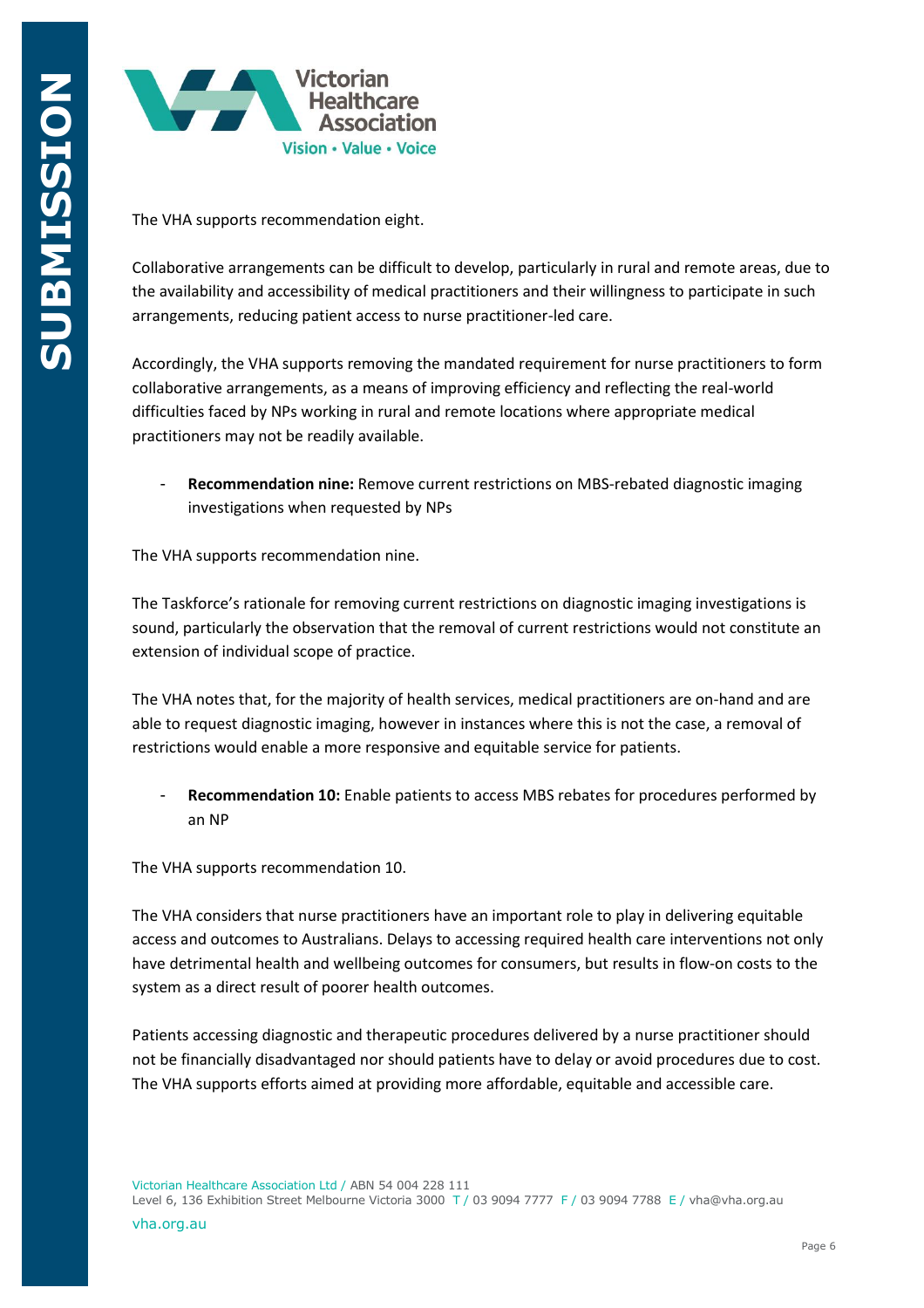The VHA supports recommendation eight.

Collaborative arrangements can be difficult to develop, particularly in rural and remote areas, due to the availability and accessibility of medical practitioners and their willingness to participate in such arrangements, reducing patient access to nurse practitioner-led care.

Accordingly, the VHA supports removing the mandated requirement for nurse practitioners to form collaborative arrangements, as a means of improving efficiency and reflecting the real-world difficulties faced by NPs working in rural and remote locations where appropriate medical practitioners may not be readily available.

- **Recommendation nine:** Remove current restrictions on MBS-rebated diagnostic imaging investigations when requested by NPs

The VHA supports recommendation nine.

The Taskforce's rationale for removing current restrictions on diagnostic imaging investigations is sound, particularly the observation that the removal of current restrictions would not constitute an extension of individual scope of practice.

The VHA notes that, for the majority of health services, medical practitioners are on-hand and are able to request diagnostic imaging, however in instances where this is not the case, a removal of restrictions would enable a more responsive and equitable service for patients.

- **Recommendation 10:** Enable patients to access MBS rebates for procedures performed by an NP

The VHA supports recommendation 10.

The VHA considers that nurse practitioners have an important role to play in delivering equitable access and outcomes to Australians. Delays to accessing required health care interventions not only have detrimental health and wellbeing outcomes for consumers, but results in flow-on costs to the system as a direct result of poorer health outcomes.

Patients accessing diagnostic and therapeutic procedures delivered by a nurse practitioner should not be financially disadvantaged nor should patients have to delay or avoid procedures due to cost. The VHA supports efforts aimed at providing more affordable, equitable and accessible care.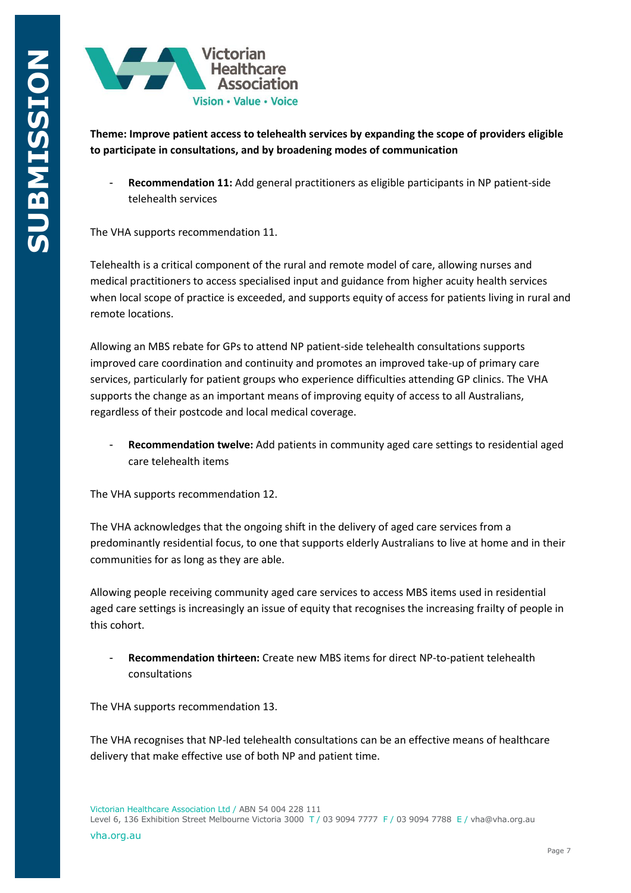**Theme: Improve patient access to telehealth services by expanding the scope of providers eligible to participate in consultations, and by broadening modes of communication**

- **Recommendation 11:** Add general practitioners as eligible participants in NP patient-side telehealth services

The VHA supports recommendation 11.

Telehealth is a critical component of the rural and remote model of care, allowing nurses and medical practitioners to access specialised input and guidance from higher acuity health services when local scope of practice is exceeded, and supports equity of access for patients living in rural and remote locations.

Allowing an MBS rebate for GPs to attend NP patient-side telehealth consultations supports improved care coordination and continuity and promotes an improved take-up of primary care services, particularly for patient groups who experience difficulties attending GP clinics. The VHA supports the change as an important means of improving equity of access to all Australians, regardless of their postcode and local medical coverage.

- **Recommendation twelve:** Add patients in community aged care settings to residential aged care telehealth items

The VHA supports recommendation 12.

The VHA acknowledges that the ongoing shift in the delivery of aged care services from a predominantly residential focus, to one that supports elderly Australians to live at home and in their communities for as long as they are able.

Allowing people receiving community aged care services to access MBS items used in residential aged care settings is increasingly an issue of equity that recognises the increasing frailty of people in this cohort.

- **Recommendation thirteen:** Create new MBS items for direct NP-to-patient telehealth consultations

The VHA supports recommendation 13.

The VHA recognises that NP-led telehealth consultations can be an effective means of healthcare delivery that make effective use of both NP and patient time.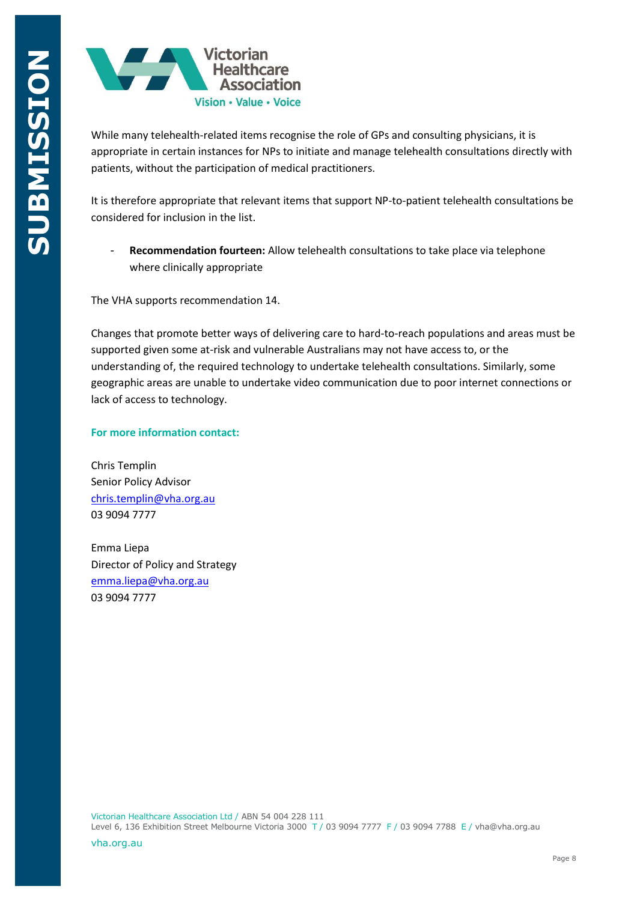While many telehealth-related items recognise the role of GPs and consulting physicians, it is appropriate in certain instances for NPs to initiate and manage telehealth consultations directly with patients, without the participation of medical practitioners.

It is therefore appropriate that relevant items that support NP-to-patient telehealth consultations be considered for inclusion in the list.

- **Recommendation fourteen:** Allow telehealth consultations to take place via telephone where clinically appropriate

The VHA supports recommendation 14.

Changes that promote better ways of delivering care to hard-to-reach populations and areas must be supported given some at-risk and vulnerable Australians may not have access to, or the understanding of, the required technology to undertake telehealth consultations. Similarly, some geographic areas are unable to undertake video communication due to poor internet connections or lack of access to technology.

**For more information contact:**

Chris Templin
Senior Policy Advisor
chris.templin@vha.org.au
03 9094 7777

Emma Liepa
Director of Policy and Strategy
emma.liepa@vha.org.au
03 9094 7777